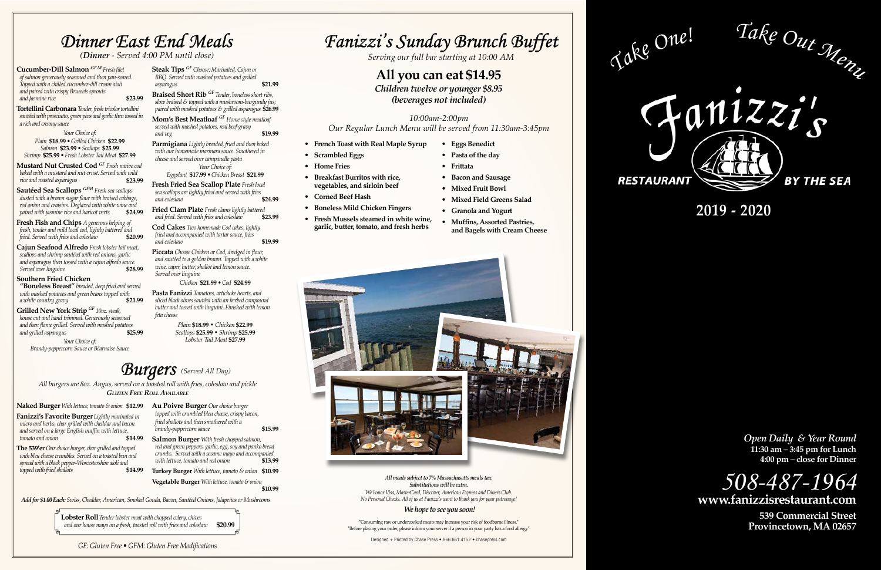# Dinner East End Meals

*(Dinner - Served 4:00 PM until close)*

**Cucumber-Dill Salmon** *GF M* *Fresh filet of salmon generously seasoned and then pan-seared. Topped with a chilled cucumber-dill cream aioli and paired with crispy Brussels sprouts and Jasmine rice* **$23.99**

**Tortellini Carbonara** *Tender, fresh tricolor tortellini sautéed with prosciutto, green peas and garlic then tossed in a rich and creamy sauce*

*Your Choice of:*
Plain **$18.99** • Grilled Chicken **$22.99**
Salmon **$23.99** • Scallops **$25.99**
Shrimp **$25.99** • Fresh Lobster Tail Meat **$27.99**

**Mustard Nut Crusted Cod** *GF* *Fresh native cod baked with a mustard and nut crust. Served with wild rice and roasted asparagus* **$23.99**

**Sautéed Sea Scallops** *GFM* *Fresh sea scallops dusted with a brown sugar flour with braised cabbage, red onion and craisins. Deglazed with white wine and paired with jasmine rice and haricot verts* **$24.99**

**Fresh Fish and Chips** *A generous helping of fresh, tender and mild local cod, lightly battered and fried. Served with fries and coleslaw* **$20.99**

**Cajun Seafood Alfredo** *Fresh lobster tail meat, scallops and shrimp sautéed with red onions, garlic and asparagus then tossed with a cajun alfredo sauce. Served over linguine* **$28.99**

**Southern Fried Chicken "Boneless Breast"** *breaded, deep fried and served with mashed potatoes and green beans topped with a white country gravy* **$21.99**

**Grilled New York Strip** *GF* *10oz. steak, house cut and hand trimmed. Generously seasoned and then flame grilled. Served with mashed potatoes and grilled asparagus* **$25.99**

*Your Choice of:*
*Brandy-peppercorn Sauce or Béarnaise Sauce*

**Steak Tips** *GF* *Choose: Marinated, Cajun or BBQ. Served with mashed potatoes and grilled asparagus* **$21.99**

**Braised Short Rib** *GF* *Tender, boneless short ribs, slow braised & topped with a mushroom-burgundy jus; paired with mashed potatoes & grilled asparagus* **$26.99**

**Mom's Best Meatloaf** *GF* *Home style meatloaf served with mashed potatoes, real beef gravy and veg* **$19.99**

**Parmigiana** *Lightly breaded, fried and then baked with our homemade marinara sauce. Smothered in cheese and served over campanelle pasta*

*Your Choice of:*
*Eggplant* **$17.99** • *Chicken Breast* **$21.99**

**Fresh Fried Sea Scallop Plate** *Fresh local sea scallops are lightly fried and served with fries and coleslaw* **$24.99**

**Fried Clam Plate** *Fresh clams lightly battered and fried. Served with fries and coleslaw* **$23.99**

**Cod Cakes** *Two homemade Cod cakes, lightly fried and accompanied with tartar sauce, fries and coleslaw* **$19.99**

**Piccata** *Choose Chicken or Cod, dredged in flour, and sautéed to a golden brown. Topped with a white wine, caper, butter, shallot and lemon sauce. Served over linguine*

*Chicken* **$21.99** • *Cod* **$24.99**

**Pasta Fanizzi** *Tomatoes, artichoke hearts, and sliced black olives sautéed with an herbed compound butter and tossed with linguini. Finished with lemon feta cheese*

Plain **$18.99** • Chicken **$22.99**
Scallops **$25.99** • Shrimp **$25.99**
Lobster Tail Meat **$27.99**

# Burgers *(Served All Day)*

*All burgers are 8oz. Angus, served on a toasted roll with fries, coleslaw and pickle*
***Gluten Free Roll Available***

**Naked Burger** *With lettuce, tomato & onion* **$12.99**

**Fanizzi's Favorite Burger** *Lightly marinated in micro and herbs, char grilled with cheddar and bacon and served on a large English muffin with lettuce, tomato and onion* **$14.99**

**The 539'er** *Our choice burger, char grilled and topped with bleu cheese crumbles. Served on a toasted bun and spread with a black pepper-Worcestershire aioli and topped with fried shallots* **$14.99**

**Au Poivre Burger** *Our choice burger topped with crumbled bleu cheese, crispy bacon, fried shallots and then smothered with a brandy-peppercorn sauce* **$15.99**

**Salmon Burger** *With fresh chopped salmon, red and green peppers, garlic, egg, soy and panko bread crumbs. Served with a sesame mayo and accompanied with lettuce, tomato and red onion* **$13.99**

**Turkey Burger** *With lettuce, tomato & onion* **$10.99**

**Vegetable Burger** *With lettuce, tomato & onion* **$10.99**

***Add for $1.00 Each:*** *Swiss, Cheddar, American, Smoked Gouda, Bacon, Sautéed Onions, Jalapeños or Mushrooms*

**Lobster Roll** *Tender lobster meat with chopped celery, chives and our house mayo on a fresh, toasted roll with fries and coleslaw* **$20.99**

*GF: Gluten Free • GFM: Gluten Free Modifications*

# Fanizzi's Sunday Brunch Buffet

*Serving our full bar starting at 10:00 AM*

## All you can eat $14.95

***Children twelve or younger $8.95***
***(beverages not included)***

*10:00am-2:00pm*
*Our Regular Lunch Menu will be served from 11:30am-3:45pm*

- **French Toast with Real Maple Syrup**
- **Scrambled Eggs**
- **Home Fries**
- **Breakfast Burritos with rice, vegetables, and sirloin beef**
- **Corned Beef Hash**
- **Boneless Mild Chicken Fingers**
- **Fresh Mussels steamed in white wine, garlic, butter, tomato, and fresh herbs**
- **Eggs Benedict**
- **Pasta of the day**
- **Frittata**
- **Bacon and Sausage**
- **Mixed Fruit Bowl**
- **Mixed Field Greens Salad**
- **Granola and Yogurt**
- **Muffins, Assorted Pastries, and Bagels with Cream Cheese**

***All meals subject to 7% Massachusetts meals tax.***
***Substitutions will be extra.***
*We honor Visa, MasterCard, Discover, American Express and Diners Club.*
*No Personal Checks. All of us at Fanizzi's want to thank you for your patronage!*

***We hope to see you soon!***

"Consuming raw or undercooked meats may increase your risk of foodborne illness."
"Before placing your order, please inform your server if a person in your party has a food allergy"

Designed + Printed by Chase Press • 866.661.4152 • chasepress.com

*Take One!* *Take Out Menu*

# Fanizzi's

**RESTAURANT BY THE SEA**

## 2019 - 2020

*Open Daily & Year Round*
**11:30 am – 3:45 pm for Lunch**
**4:00 pm – close for Dinner**

## *508-487-1964*

**www.fanizzisrestaurant.com**

**539 Commercial Street**
**Provincetown, MA 02657**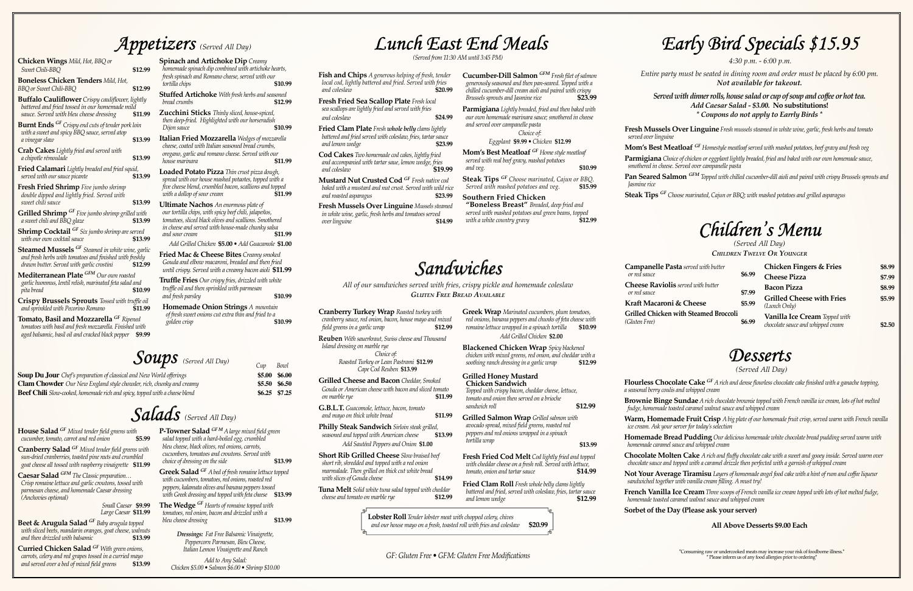# Appetizers *(Served All Day)*

**Chicken Wings** *Mild, Hot, BBQ or Sweet Chili-BBQ* **$12.99**

**Boneless Chicken Tenders** *Mild, Hot, BBQ or Sweet Chili-BBQ* **$12.99**

**Buffalo Cauliflower** *Crispy cauliflower, lightly battered and fried tossed in our homemade mild sauce. Served with bleu cheese dressing* **$11.99**

**Burnt Ends** *GF Crispy end cuts of tender pork loin with a sweet and spicy BBQ sauce, served atop a vinegar slaw* **$13.99**

**Crab Cakes** *Lightly fried and served with a chipotle rémoulade* **$13.99**

**Fried Calamari** *Lightly breaded and fried squid, served with our sauce picante* **$13.99**

**Fresh Fried Shrimp** *Five jumbo shrimp double dipped and lightly fried. Served with sweet chili sauce* **$13.99**

**Grilled Shrimp** *GF Five jumbo shrimp grilled with a sweet chili and BBQ glaze* **$13.99**

**Shrimp Cocktail** *GF Six jumbo shrimp are served with our own cocktail sauce* **$13.99**

**Steamed Mussels** *GF Steamed in white wine, garlic and fresh herbs with tomatoes and finished with freshly drawn butter. Served with garlic crostini* **$12.99**

**Mediterranean Plate** *GFM Our own roasted garlic hummus, lentil relish, marinated feta salad and pita bread* **$10.99**

**Crispy Brussels Sprouts** *Tossed with truffle oil and sprinkled with Pecorino Romano* **$11.99**

**Tomato, Basil and Mozzarella** *GF Ripened tomatoes with basil and fresh mozzarella. Finished with aged balsamic, basil oil and cracked black pepper* **$9.99**

**Spinach and Artichoke Dip** *Creamy homemade spinach dip combined with artichoke hearts, fresh spinach and Romano cheese, served with our tortilla chips* **$10.99**

**Stuffed Artichoke** *With fresh herbs and seasoned bread crumbs* **$12.99**

**Zucchini Sticks** *Thinly sliced, house-spiced, then deep-fried. Highlighted with our horseradish Dijon sauce* **$10.99**

**Italian Fried Mozzarella** *Wedges of mozzarella cheese, coated with Italian seasoned bread crumbs, oregano, garlic and romano cheese. Served with our house marinara* **$11.99**

**Loaded Potato Pizza** *Thin crust pizza dough, spread with our house mashed potaotes, topped with a five cheese blend, crumbled bacon, scallions and topped with a dollop of sour cream* **$11.99**

**Ultimate Nachos** *An enormous plate of our tortilla chips, with spicy beef chili, jalapeños, tomatoes, sliced black olives and scallions. Smothered in cheese and served with house-made chunky salsa and sour cream* **$11.99**

*Add Grilled Chicken* **$5.00** • *Add Guacamole* **$1.00**

**Fried Mac & Cheese Bites** *Creamy smoked Gouda and elbow macaroni, breaded and then fried until crispy. Served with a creamy bacon aioli* **$11.99**

**Truffle Fries** *Our crispy fries, drizzled with white truffle oil and then sprinkled with parmesan and fresh parsley* **$10.99**

**Homemade Onion Strings** *A mountain of fresh sweet onions cut extra thin and fried to a golden crisp* **$10.99**

# Soups *(Served All Day)*

| | Cup | Bowl |
|---|---|---|
| **Soup Du Jour** *Chef's preparation of classical and New World offerings* | $5.00 | $6.00 |
| **Clam Chowder** *Our New England style chowder, rich, chunky and creamy* | $5.50 | $6.50 |
| **Beef Chili** *Slow-cooked, homemade rich and spicy, topped with a cheese blend* | $6.25 | $7.25 |

# Salads *(Served All Day)*

**House Salad** *GF Mixed tender field greens with cucumber, tomato, carrot and red onion* **$5.99**

**Cranberry Salad** *GF Mixed tender field greens with sun-dried cranberries, toasted pine nuts and crumbled goat cheese all tossed with raspberry vinaigrette* **$11.99**

**Caesar Salad** *GFM The Classic preparation… Crisp romaine lettuce and garlic croutons, tossed with parmesan cheese, and homemade Caesar dressing (Anchovies optional)*

*Small Caesar* **$9.99**
*Large Caesar* **$11.99**

**Beet & Arugula Salad** *GF Baby arugula topped with sliced beets, mandarin oranges, goat cheese, walnuts and then drizzled with balsamic* **$13.99**

**Curried Chicken Salad** *GF With green onions, carrots, celery and red grapes tossed in a curried mayo and served over a bed of mixed field greens* **$13.99**

**P-Towner Salad** *GFM A large mixed field green salad topped with a hard-boiled egg, crumbled bleu cheese, black olives, red onions, carrots, cucumbers, tomatoes and croutons. Served with choice of dressing on the side* **$13.99**

**Greek Salad** *GF A bed of fresh romaine lettuce topped with cucumbers, tomatoes, red onions, roasted red peppers, kalamata olives and banana peppers tossed with Greek dressing and topped with feta cheese* **$13.99**

**The Wedge** *GF Hearts of romaine topped with tomatoes, red onion, bacon and drizzled with a bleu cheese dressing* **$13.99**

*Dressings: Fat Free Balsamic Vinaigrette, Peppercorn Parmesan, Bleu Cheese, Italian Lemon Vinaigrette and Ranch*

*Add to Any Salad: Chicken $5.00 • Salmon $6.00 • Shrimp $10.00*

# Lunch East End Meals

*(Served from 11:30 AM until 3:45 PM)*

**Fish and Chips** *A generous helping of fresh, tender local cod, lightly battered and fried. Served with fries and coleslaw* **$20.99**

**Fresh Fried Sea Scallop Plate** *Fresh local sea scallops are lightly fried and served with fries and coleslaw* **$24.99**

**Fried Clam Plate** *Fresh whole belly clams lightly battered and fried served with coleslaw, fries, tartar sauce and lemon wedge* **$23.99**

**Cod Cakes** *Two homemade cod cakes, lightly fried and accompanied with tartar saue, lemon wedge, fries and coleslaw* **$19.99**

**Mustard Nut Crusted Cod** *GF Fresh native cod baked with a mustard and nut crust. Served with wild rice and roasted asparagus* **$23.99**

**Fresh Mussels Over Linguine** *Mussels steamed in white wine, garlic, fresh herbs and tomatoes served over linguine* **$14.99**

**Cucumber-Dill Salmon** *GFM Fresh filet of salmon generously seasoned and then pan-seared. Topped with a chilled cucumber-dill cream aioli and paired with crispy Brussels sprouts and Jasmine rice* **$23.99**

**Parmigiana** *Lightly breaded, fried and then baked with our own homemade marinara sauce; smothered in cheese and served over campanelle pasta*

*Choice of:*
*Eggplant* **$9.99** • *Chicken* **$12.99**

**Mom's Best Meatloaf** *GF Home style meatloaf served with real beef gravy, mashed potatoes and veg.* **$10.99**

**Steak Tips** *GF Choose marinated, Cajun or BBQ. Served with mashed potatoes and veg.* **$15.99**

**Southern Fried Chicken "Boneless Breast"** *Breaded, deep fried and served with mashed potatoes and green beans, topped with a white country gravy* **$12.99**

# Sandwiches

*All of our sandwiches served with fries, crispy pickle and homemade coleslaw*
*Gluten Free Bread Available*

**Cranberry Turkey Wrap** *Roasted turkey with cranberry sauce, red onion, bacon, house mayo and mixed field greens in a garlic wrap* **$12.99**

**Reuben** *With sauerkraut, Swiss cheese and Thousand Island dressing on marble rye*

*Choice of:*
*Roasted Turkey or Lean Pastrami* **$12.99**
*Cape Cod Reuben* **$13.99**

**Grilled Cheese and Bacon** *Cheddar, Smoked Gouda or American cheese with bacon and sliced tomato on marble rye* **$11.99**

**G.B.L.T.** *Guacamole, lettuce, bacon, tomato and mayo on thick white bread* **$11.99**

**Philly Steak Sandwich** *Sirloin steak grilled, seasoned and topped with American cheese* **$13.99**

*Add Sautéed Peppers and Onion* **$1.00**

**Short Rib Grilled Cheese** *Slow braised beef short rib, shredded and topped with a red onion marmalade. Then grilled on thick cut white bread with slices of Gouda cheese* **$14.99**

**Tuna Melt** *Solid white tuna salad topped with cheddar cheese and tomato on marble rye* **$12.99**

**Greek Wrap** *Marinated cucumbers, plum tomatoes, red onions, banana peppers and chunks of feta cheese with romaine lettuce wrapped in a spinach tortilla* **$10.99**

*Add Grilled Chicken* **$2.00**

**Blackened Chicken Wrap** *Spicy blackened chicken with mixed greens, red onion, and cheddar with a soothing ranch dressing in a garlic wrap* **$12.99**

**Grilled Honey Mustard Chicken Sandwich** *Topped with crispy bacon, cheddar cheese, lettuce, tomato and onion then served on a brioche sandwich roll* **$12.99**

**Grilled Salmon Wrap** *Grilled salmon with avocado spread, mixed field greens, roasted red peppers and onions wrapped in a spinach tortilla wrap* **$13.99**

**Fresh Fried Cod Melt** *Cod lightly fried and topped with cheddar cheese on a fresh roll. Served with lettuce, tomato, onion and tartar sauce* **$14.99**

**Fried Clam Roll** *Fresh whole belly clams lightly battered and fried, served with coleslaw, fries, tartar sauce and lemon wedge* **$12.99**

**Lobster Roll** *Tender lobster meat with chopped celery, chives and our house mayo on a fresh, toasted roll with fries and coleslaw* **$20.99**

*GF: Gluten Free • GFM: Gluten Free Modifications*

# Early Bird Specials $15.95

*4:30 p.m. - 6:00 p.m.*

*Entire party must be seated in dining room and order must be placed by 6:00 pm.*
***Not available for takeout.***

***Served with dinner rolls, house salad or cup of soup and coffee or hot tea. Add Caesar Salad - $3.00. No substitutions!***
***\* Coupons do not apply to Earlly Birds \****

**Fresh Mussels Over Linguine** *Fresh mussels steamed in white wine, garlic, fresh herbs and tomato served over linguine*

**Mom's Best Meatloaf** *GF Homestyle meatloaf served with mashed potatoes, beef gravy and fresh veg*

**Parmigiana** *Choice of chicken or eggplant lightly breaded, fried and baked with our own homemade sauce, smothered in cheese. Served over campanelle pasta*

**Pan Seared Salmon** *GFM Topped with chilled cucumber-dill aioli and paired with crispy Brussels sprouts and Jasmine rice*

**Steak Tips** *GF Choose marinated, Cajun or BBQ; with mashed potatoes and grilled asparagus*

# Children's Menu

*(Served All Day)*
*Children Twelve Or Younger*

**Campanelle Pasta** *served with butter or red sauce* **$6.99**

**Cheese Raviolis** *served with butter or red sauce* **$7.99**

**Kraft Macaroni & Cheese** **$5.99**

**Grilled Chicken with Steamed Broccoli** *(Gluten Free)* **$6.99**

**Chicken Fingers & Fries** **$8.99**

**Cheese Pizza** **$7.99**

**Bacon Pizza** **$8.99**

**Grilled Cheese with Fries** *(Lunch Only)* **$5.99**

**Vanilla Ice Cream** *Topped with chocolate sauce and whipped cream* **$2.50**

# Desserts

*(Served All Day)*

**Flourless Chocolate Cake** *GF A rich and dense flourless chocolate cake finished with a ganache topping, a seasonal berry coulis and whipped cream*

**Brownie Binge Sundae** *A rich chocolate brownie topped with French vanilla ice cream, lots of hot melted fudge, homemade toasted caramel walnut sauce and whipped cream*

**Warm, Homemade Fruit Crisp** *A big plate of our homemade fruit crisp, served warm with French vanilla ice cream. Ask your server for today's selection*

**Homemade Bread Pudding** *Our delicious homemade white chocolate bread pudding served warm with homemade caramel sauce and whipped cream*

**Chocolate Molten Cake** *A rich and fluffy chocolate cake with a sweet and gooey inside. Served warm over chocolate sauce and topped with a caramel drizzle then perfected with a garnish of whipped cream*

**Not Your Average Tiramisu** *Layers of homemade angel food cake with a hint of rum and coffee liqueur sandwiched together with vanilla cream filling. A must try!*

**French Vanilla Ice Cream** *Three scoops of French vanilla ice cream topped with lots of hot melted fudge, homemade toasted caramel walnut sauce and whipped cream*

**Sorbet of the Day (Please ask your server)**

**All Above Desserts $9.00 Each**

"Consuming raw or undercooked meats may increase your risk of foodborne illness."
" Please inform us of any food allergies prior to ordering"